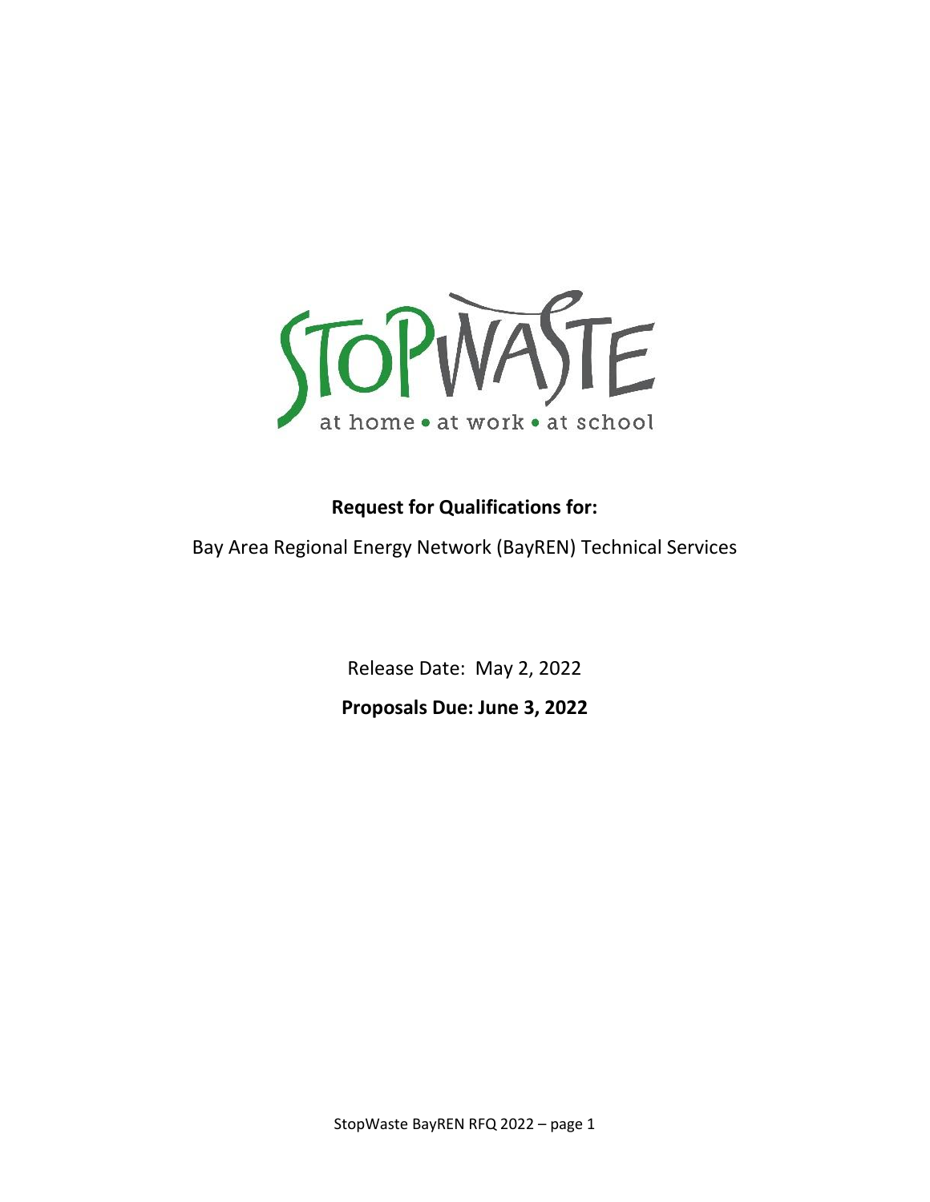STOPWASTE

at home • at work • at school

**Request for Qualifications for:**

Bay Area Regional Energy Network (BayREN) Technical Services

Release Date: May 2, 2022

**Proposals Due: June 3, 2022**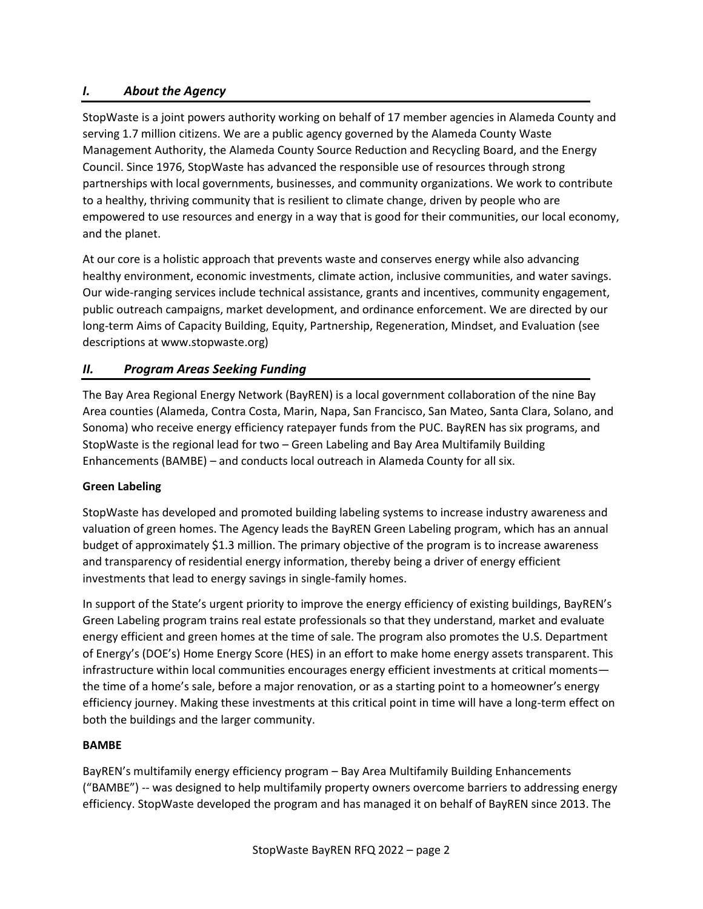## *I. About the Agency*

StopWaste is a joint powers authority working on behalf of 17 member agencies in Alameda County and serving 1.7 million citizens. We are a public agency governed by the Alameda County Waste Management Authority, the Alameda County Source Reduction and Recycling Board, and the Energy Council. Since 1976, StopWaste has advanced the responsible use of resources through strong partnerships with local governments, businesses, and community organizations. We work to contribute to a healthy, thriving community that is resilient to climate change, driven by people who are empowered to use resources and energy in a way that is good for their communities, our local economy, and the planet.

At our core is a holistic approach that prevents waste and conserves energy while also advancing healthy environment, economic investments, climate action, inclusive communities, and water savings. Our wide-ranging services include technical assistance, grants and incentives, community engagement, public outreach campaigns, market development, and ordinance enforcement. We are directed by our long-term Aims of Capacity Building, Equity, Partnership, Regeneration, Mindset, and Evaluation (see descriptions at www.stopwaste.org)

## *II. Program Areas Seeking Funding*

The Bay Area Regional Energy Network (BayREN) is a local government collaboration of the nine Bay Area counties (Alameda, Contra Costa, Marin, Napa, San Francisco, San Mateo, Santa Clara, Solano, and Sonoma) who receive energy efficiency ratepayer funds from the PUC. BayREN has six programs, and StopWaste is the regional lead for two – Green Labeling and Bay Area Multifamily Building Enhancements (BAMBE) – and conducts local outreach in Alameda County for all six.

**Green Labeling**

StopWaste has developed and promoted building labeling systems to increase industry awareness and valuation of green homes. The Agency leads the BayREN Green Labeling program, which has an annual budget of approximately $1.3 million. The primary objective of the program is to increase awareness and transparency of residential energy information, thereby being a driver of energy efficient investments that lead to energy savings in single-family homes.

In support of the State's urgent priority to improve the energy efficiency of existing buildings, BayREN's Green Labeling program trains real estate professionals so that they understand, market and evaluate energy efficient and green homes at the time of sale. The program also promotes the U.S. Department of Energy's (DOE's) Home Energy Score (HES) in an effort to make home energy assets transparent. This infrastructure within local communities encourages energy efficient investments at critical moments—the time of a home's sale, before a major renovation, or as a starting point to a homeowner's energy efficiency journey. Making these investments at this critical point in time will have a long-term effect on both the buildings and the larger community.

**BAMBE**

BayREN's multifamily energy efficiency program – Bay Area Multifamily Building Enhancements ("BAMBE") -- was designed to help multifamily property owners overcome barriers to addressing energy efficiency. StopWaste developed the program and has managed it on behalf of BayREN since 2013. The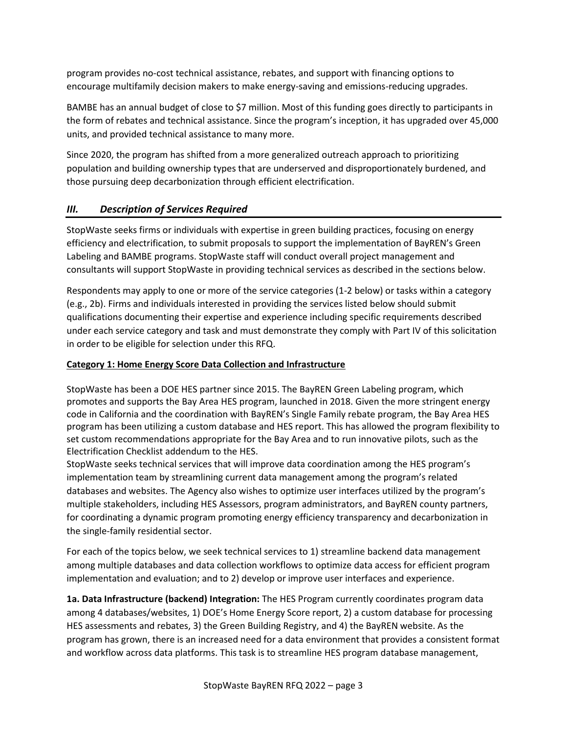program provides no-cost technical assistance, rebates, and support with financing options to encourage multifamily decision makers to make energy-saving and emissions-reducing upgrades.

BAMBE has an annual budget of close to $7 million. Most of this funding goes directly to participants in the form of rebates and technical assistance. Since the program's inception, it has upgraded over 45,000 units, and provided technical assistance to many more.

Since 2020, the program has shifted from a more generalized outreach approach to prioritizing population and building ownership types that are underserved and disproportionately burdened, and those pursuing deep decarbonization through efficient electrification.

## *III. Description of Services Required*

StopWaste seeks firms or individuals with expertise in green building practices, focusing on energy efficiency and electrification, to submit proposals to support the implementation of BayREN's Green Labeling and BAMBE programs. StopWaste staff will conduct overall project management and consultants will support StopWaste in providing technical services as described in the sections below.

Respondents may apply to one or more of the service categories (1-2 below) or tasks within a category (e.g., 2b). Firms and individuals interested in providing the services listed below should submit qualifications documenting their expertise and experience including specific requirements described under each service category and task and must demonstrate they comply with Part IV of this solicitation in order to be eligible for selection under this RFQ.

### Category 1: Home Energy Score Data Collection and Infrastructure

StopWaste has been a DOE HES partner since 2015. The BayREN Green Labeling program, which promotes and supports the Bay Area HES program, launched in 2018. Given the more stringent energy code in California and the coordination with BayREN's Single Family rebate program, the Bay Area HES program has been utilizing a custom database and HES report. This has allowed the program flexibility to set custom recommendations appropriate for the Bay Area and to run innovative pilots, such as the Electrification Checklist addendum to the HES.

StopWaste seeks technical services that will improve data coordination among the HES program's implementation team by streamlining current data management among the program's related databases and websites. The Agency also wishes to optimize user interfaces utilized by the program's multiple stakeholders, including HES Assessors, program administrators, and BayREN county partners, for coordinating a dynamic program promoting energy efficiency transparency and decarbonization in the single-family residential sector.

For each of the topics below, we seek technical services to 1) streamline backend data management among multiple databases and data collection workflows to optimize data access for efficient program implementation and evaluation; and to 2) develop or improve user interfaces and experience.

**1a. Data Infrastructure (backend) Integration:** The HES Program currently coordinates program data among 4 databases/websites, 1) DOE's Home Energy Score report, 2) a custom database for processing HES assessments and rebates, 3) the Green Building Registry, and 4) the BayREN website. As the program has grown, there is an increased need for a data environment that provides a consistent format and workflow across data platforms. This task is to streamline HES program database management,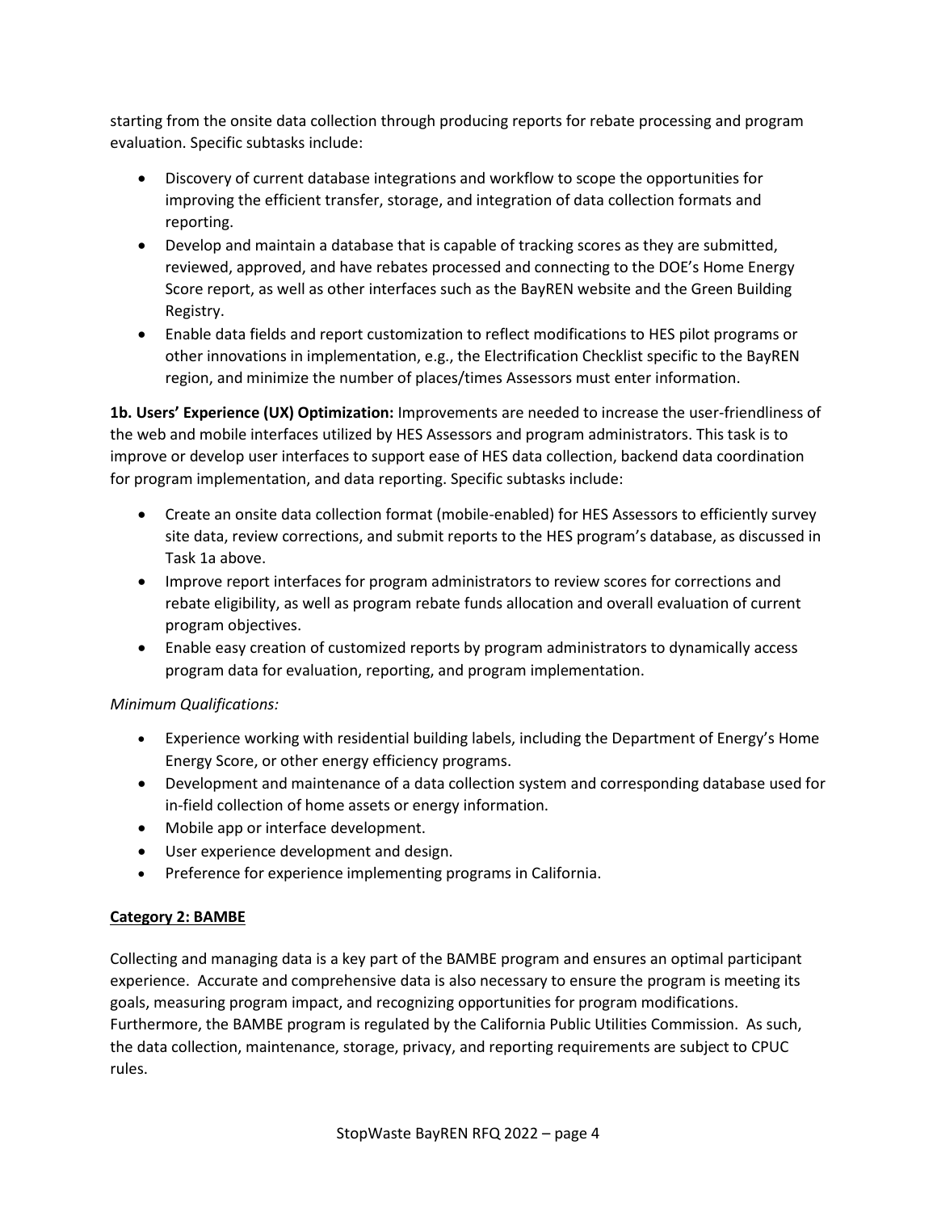starting from the onsite data collection through producing reports for rebate processing and program evaluation. Specific subtasks include:

- Discovery of current database integrations and workflow to scope the opportunities for improving the efficient transfer, storage, and integration of data collection formats and reporting.
- Develop and maintain a database that is capable of tracking scores as they are submitted, reviewed, approved, and have rebates processed and connecting to the DOE's Home Energy Score report, as well as other interfaces such as the BayREN website and the Green Building Registry.
- Enable data fields and report customization to reflect modifications to HES pilot programs or other innovations in implementation, e.g., the Electrification Checklist specific to the BayREN region, and minimize the number of places/times Assessors must enter information.

**1b. Users' Experience (UX) Optimization:** Improvements are needed to increase the user-friendliness of the web and mobile interfaces utilized by HES Assessors and program administrators. This task is to improve or develop user interfaces to support ease of HES data collection, backend data coordination for program implementation, and data reporting. Specific subtasks include:

- Create an onsite data collection format (mobile-enabled) for HES Assessors to efficiently survey site data, review corrections, and submit reports to the HES program's database, as discussed in Task 1a above.
- Improve report interfaces for program administrators to review scores for corrections and rebate eligibility, as well as program rebate funds allocation and overall evaluation of current program objectives.
- Enable easy creation of customized reports by program administrators to dynamically access program data for evaluation, reporting, and program implementation.

*Minimum Qualifications:*

- Experience working with residential building labels, including the Department of Energy's Home Energy Score, or other energy efficiency programs.
- Development and maintenance of a data collection system and corresponding database used for in-field collection of home assets or energy information.
- Mobile app or interface development.
- User experience development and design.
- Preference for experience implementing programs in California.

**Category 2: BAMBE**

Collecting and managing data is a key part of the BAMBE program and ensures an optimal participant experience. Accurate and comprehensive data is also necessary to ensure the program is meeting its goals, measuring program impact, and recognizing opportunities for program modifications. Furthermore, the BAMBE program is regulated by the California Public Utilities Commission. As such, the data collection, maintenance, storage, privacy, and reporting requirements are subject to CPUC rules.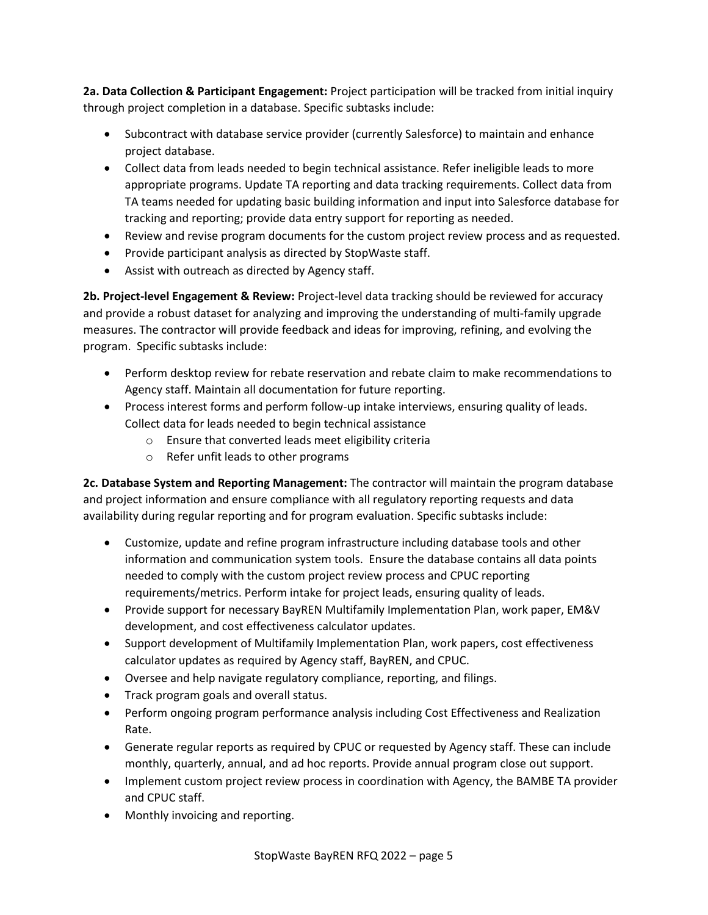**2a. Data Collection & Participant Engagement:** Project participation will be tracked from initial inquiry through project completion in a database. Specific subtasks include:

- Subcontract with database service provider (currently Salesforce) to maintain and enhance project database.
- Collect data from leads needed to begin technical assistance. Refer ineligible leads to more appropriate programs. Update TA reporting and data tracking requirements. Collect data from TA teams needed for updating basic building information and input into Salesforce database for tracking and reporting; provide data entry support for reporting as needed.
- Review and revise program documents for the custom project review process and as requested.
- Provide participant analysis as directed by StopWaste staff.
- Assist with outreach as directed by Agency staff.

**2b. Project-level Engagement & Review:** Project-level data tracking should be reviewed for accuracy and provide a robust dataset for analyzing and improving the understanding of multi-family upgrade measures. The contractor will provide feedback and ideas for improving, refining, and evolving the program. Specific subtasks include:

- Perform desktop review for rebate reservation and rebate claim to make recommendations to Agency staff. Maintain all documentation for future reporting.
- Process interest forms and perform follow-up intake interviews, ensuring quality of leads. Collect data for leads needed to begin technical assistance
  - Ensure that converted leads meet eligibility criteria
  - Refer unfit leads to other programs

**2c. Database System and Reporting Management:** The contractor will maintain the program database and project information and ensure compliance with all regulatory reporting requests and data availability during regular reporting and for program evaluation. Specific subtasks include:

- Customize, update and refine program infrastructure including database tools and other information and communication system tools. Ensure the database contains all data points needed to comply with the custom project review process and CPUC reporting requirements/metrics. Perform intake for project leads, ensuring quality of leads.
- Provide support for necessary BayREN Multifamily Implementation Plan, work paper, EM&V development, and cost effectiveness calculator updates.
- Support development of Multifamily Implementation Plan, work papers, cost effectiveness calculator updates as required by Agency staff, BayREN, and CPUC.
- Oversee and help navigate regulatory compliance, reporting, and filings.
- Track program goals and overall status.
- Perform ongoing program performance analysis including Cost Effectiveness and Realization Rate.
- Generate regular reports as required by CPUC or requested by Agency staff. These can include monthly, quarterly, annual, and ad hoc reports. Provide annual program close out support.
- Implement custom project review process in coordination with Agency, the BAMBE TA provider and CPUC staff.
- Monthly invoicing and reporting.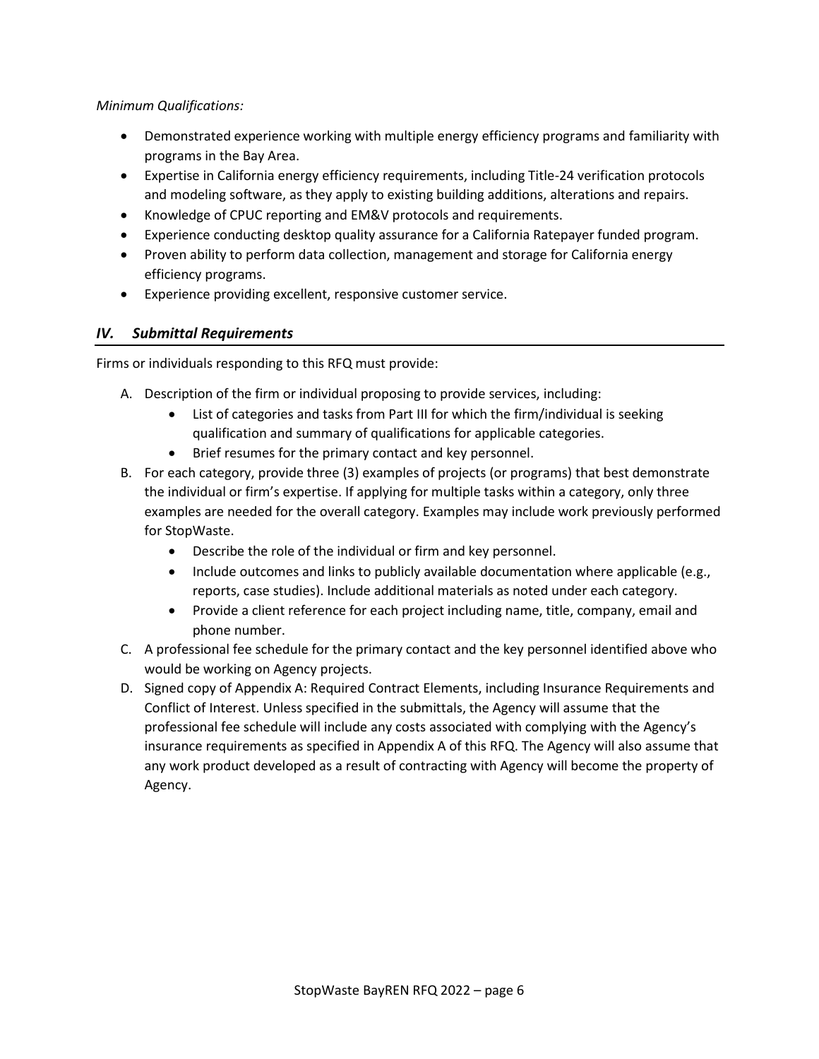*Minimum Qualifications:*

- Demonstrated experience working with multiple energy efficiency programs and familiarity with programs in the Bay Area.
- Expertise in California energy efficiency requirements, including Title-24 verification protocols and modeling software, as they apply to existing building additions, alterations and repairs.
- Knowledge of CPUC reporting and EM&V protocols and requirements.
- Experience conducting desktop quality assurance for a California Ratepayer funded program.
- Proven ability to perform data collection, management and storage for California energy efficiency programs.
- Experience providing excellent, responsive customer service.

## *IV. Submittal Requirements*

Firms or individuals responding to this RFQ must provide:

A. Description of the firm or individual proposing to provide services, including:
   - List of categories and tasks from Part III for which the firm/individual is seeking qualification and summary of qualifications for applicable categories.
   - Brief resumes for the primary contact and key personnel.

B. For each category, provide three (3) examples of projects (or programs) that best demonstrate the individual or firm's expertise. If applying for multiple tasks within a category, only three examples are needed for the overall category. Examples may include work previously performed for StopWaste.
   - Describe the role of the individual or firm and key personnel.
   - Include outcomes and links to publicly available documentation where applicable (e.g., reports, case studies). Include additional materials as noted under each category.
   - Provide a client reference for each project including name, title, company, email and phone number.

C. A professional fee schedule for the primary contact and the key personnel identified above who would be working on Agency projects.

D. Signed copy of Appendix A: Required Contract Elements, including Insurance Requirements and Conflict of Interest. Unless specified in the submittals, the Agency will assume that the professional fee schedule will include any costs associated with complying with the Agency's insurance requirements as specified in Appendix A of this RFQ. The Agency will also assume that any work product developed as a result of contracting with Agency will become the property of Agency.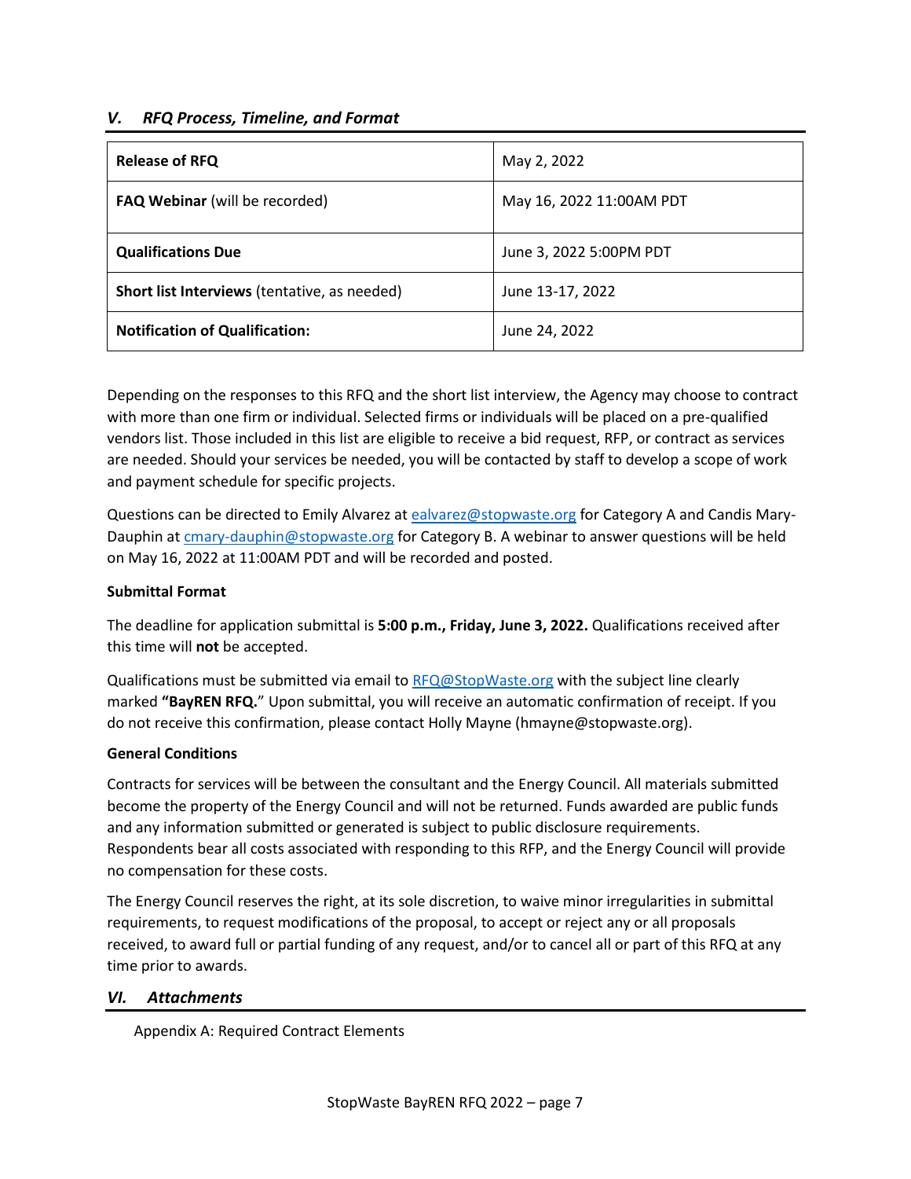## *V. RFQ Process, Timeline, and Format*

| | |
|---|---|
| **Release of RFQ** | May 2, 2022 |
| **FAQ Webinar** (will be recorded) | May 16, 2022 11:00AM PDT |
| **Qualifications Due** | June 3, 2022 5:00PM PDT |
| **Short list Interviews** (tentative, as needed) | June 13-17, 2022 |
| **Notification of Qualification:** | June 24, 2022 |

Depending on the responses to this RFQ and the short list interview, the Agency may choose to contract with more than one firm or individual. Selected firms or individuals will be placed on a pre-qualified vendors list. Those included in this list are eligible to receive a bid request, RFP, or contract as services are needed. Should your services be needed, you will be contacted by staff to develop a scope of work and payment schedule for specific projects.

Questions can be directed to Emily Alvarez at ealvarez@stopwaste.org for Category A and Candis Mary-Dauphin at cmary-dauphin@stopwaste.org for Category B. A webinar to answer questions will be held on May 16, 2022 at 11:00AM PDT and will be recorded and posted.

**Submittal Format**

The deadline for application submittal is **5:00 p.m., Friday, June 3, 2022.** Qualifications received after this time will **not** be accepted.

Qualifications must be submitted via email to RFQ@StopWaste.org with the subject line clearly marked **"BayREN RFQ.**" Upon submittal, you will receive an automatic confirmation of receipt. If you do not receive this confirmation, please contact Holly Mayne (hmayne@stopwaste.org).

**General Conditions**

Contracts for services will be between the consultant and the Energy Council. All materials submitted become the property of the Energy Council and will not be returned. Funds awarded are public funds and any information submitted or generated is subject to public disclosure requirements. Respondents bear all costs associated with responding to this RFP, and the Energy Council will provide no compensation for these costs.

The Energy Council reserves the right, at its sole discretion, to waive minor irregularities in submittal requirements, to request modifications of the proposal, to accept or reject any or all proposals received, to award full or partial funding of any request, and/or to cancel all or part of this RFQ at any time prior to awards.

## *VI. Attachments*

Appendix A: Required Contract Elements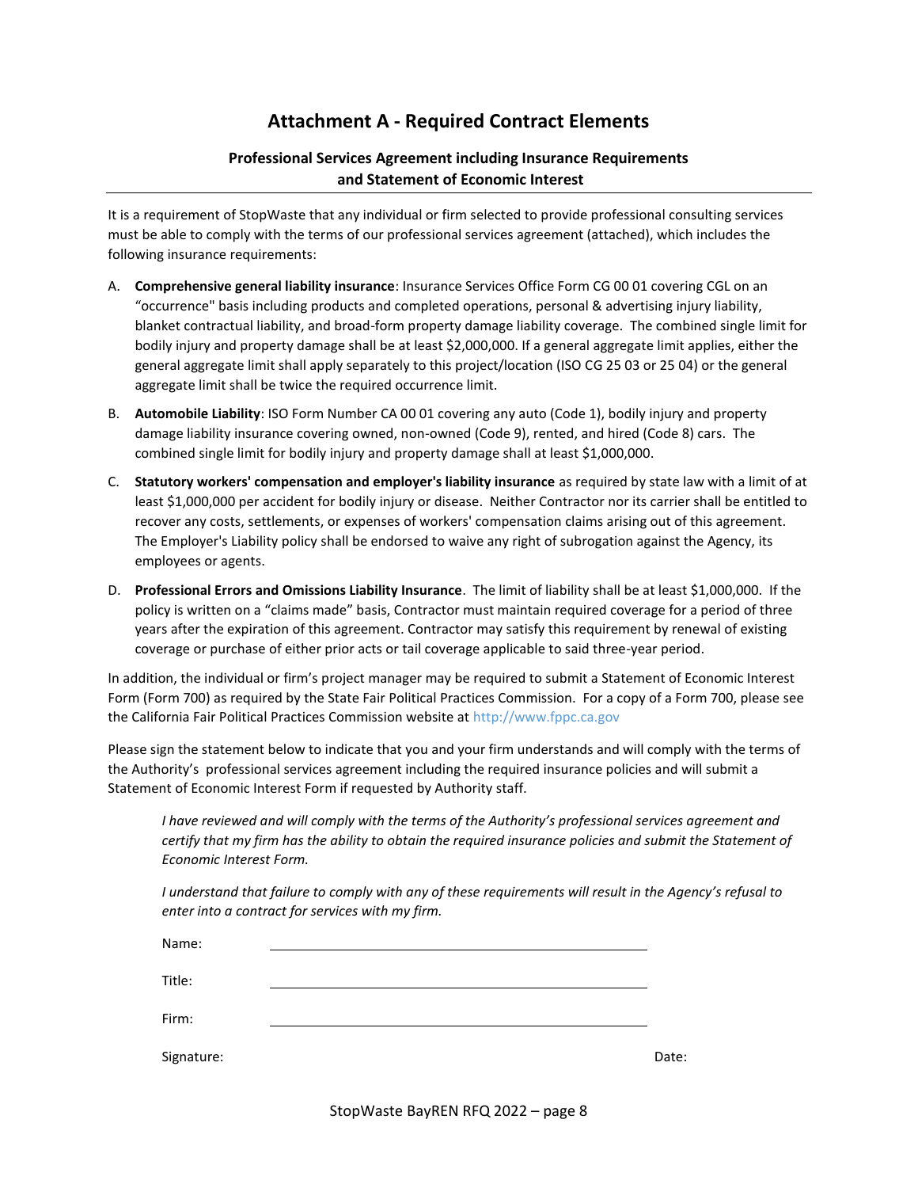# Attachment A - Required Contract Elements

### Professional Services Agreement including Insurance Requirements and Statement of Economic Interest

It is a requirement of StopWaste that any individual or firm selected to provide professional consulting services must be able to comply with the terms of our professional services agreement (attached), which includes the following insurance requirements:

A. **Comprehensive general liability insurance**: Insurance Services Office Form CG 00 01 covering CGL on an "occurrence" basis including products and completed operations, personal & advertising injury liability, blanket contractual liability, and broad-form property damage liability coverage. The combined single limit for bodily injury and property damage shall be at least $2,000,000. If a general aggregate limit applies, either the general aggregate limit shall apply separately to this project/location (ISO CG 25 03 or 25 04) or the general aggregate limit shall be twice the required occurrence limit.

B. **Automobile Liability**: ISO Form Number CA 00 01 covering any auto (Code 1), bodily injury and property damage liability insurance covering owned, non-owned (Code 9), rented, and hired (Code 8) cars. The combined single limit for bodily injury and property damage shall at least $1,000,000.

C. **Statutory workers' compensation and employer's liability insurance** as required by state law with a limit of at least $1,000,000 per accident for bodily injury or disease. Neither Contractor nor its carrier shall be entitled to recover any costs, settlements, or expenses of workers' compensation claims arising out of this agreement. The Employer's Liability policy shall be endorsed to waive any right of subrogation against the Agency, its employees or agents.

D. **Professional Errors and Omissions Liability Insurance**. The limit of liability shall be at least $1,000,000. If the policy is written on a "claims made" basis, Contractor must maintain required coverage for a period of three years after the expiration of this agreement. Contractor may satisfy this requirement by renewal of existing coverage or purchase of either prior acts or tail coverage applicable to said three-year period.

In addition, the individual or firm's project manager may be required to submit a Statement of Economic Interest Form (Form 700) as required by the State Fair Political Practices Commission. For a copy of a Form 700, please see the California Fair Political Practices Commission website at http://www.fppc.ca.gov

Please sign the statement below to indicate that you and your firm understands and will comply with the terms of the Authority's professional services agreement including the required insurance policies and will submit a Statement of Economic Interest Form if requested by Authority staff.

*I have reviewed and will comply with the terms of the Authority's professional services agreement and certify that my firm has the ability to obtain the required insurance policies and submit the Statement of Economic Interest Form.*

*I understand that failure to comply with any of these requirements will result in the Agency's refusal to enter into a contract for services with my firm.*

Name: ______________________________

Title: ______________________________

Firm: ______________________________

Signature: Date: